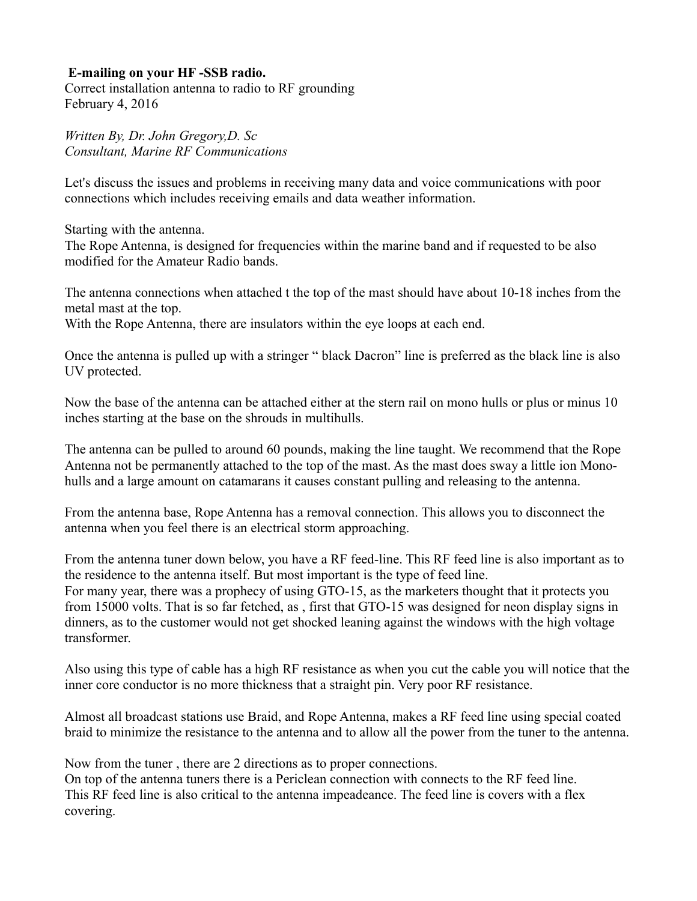**E-mailing on your HF -SSB radio.**

Correct installation antenna to radio to RF grounding
February 4, 2016

*Written By, Dr. John Gregory,D. Sc*
*Consultant, Marine RF Communications*

Let's discuss the issues and problems in receiving many data and voice communications with poor connections which includes receiving emails and data weather information.

Starting with the antenna.
The Rope Antenna, is designed for frequencies within the marine band and if requested to be also modified for the Amateur Radio bands.

The antenna connections when attached t the top of the mast should have about 10-18 inches from the metal mast at the top.
With the Rope Antenna, there are insulators within the eye loops at each end.

Once the antenna is pulled up with a stringer " black Dacron" line is preferred as the black line is also UV protected.

Now the base of the antenna can be attached either at the stern rail on mono hulls or plus or minus 10 inches starting at the base on the shrouds in multihulls.

The antenna can be pulled to around 60 pounds, making the line taught. We recommend that the Rope Antenna not be permanently attached to the top of the mast. As the mast does sway a little ion Mono-hulls and a large amount on catamarans it causes constant pulling and releasing to the antenna.

From the antenna base, Rope Antenna has a removal connection. This allows you to disconnect the antenna when you feel there is an electrical storm approaching.

From the antenna tuner down below, you have a RF feed-line. This RF feed line is also important as to the residence to the antenna itself. But most important is the type of feed line.
For many year, there was a prophecy of using GTO-15, as the marketers thought that it protects you from 15000 volts. That is so far fetched, as , first that GTO-15 was designed for neon display signs in dinners, as to the customer would not get shocked leaning against the windows with the high voltage transformer.

Also using this type of cable has a high RF resistance as when you cut the cable you will notice that the inner core conductor is no more thickness that a straight pin. Very poor RF resistance.

Almost all broadcast stations use Braid, and Rope Antenna, makes a RF feed line using special coated braid to minimize the resistance to the antenna and to allow all the power from the tuner to the antenna.

Now from the tuner , there are 2 directions as to proper connections.
On top of the antenna tuners there is a Periclean connection with connects to the RF feed line.
This RF feed line is also critical to the antenna impeadeance. The feed line is covers with a flex covering.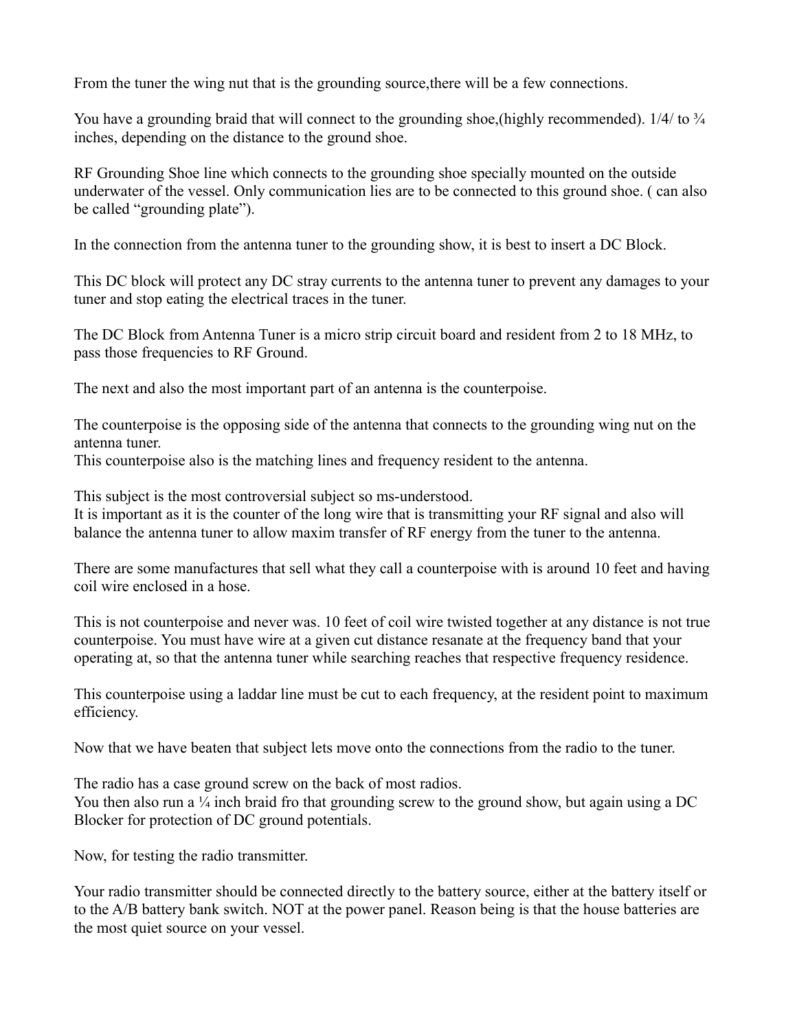From the tuner the wing nut that is the grounding source,there will be a few connections.

You have a grounding braid that will connect to the grounding shoe,(highly recommended). 1/4/ to ¾ inches, depending on the distance to the ground shoe.

RF Grounding Shoe line which connects to the grounding shoe specially mounted on the outside underwater of the vessel. Only communication lies are to be connected to this ground shoe. ( can also be called "grounding plate").

In the connection from the antenna tuner to the grounding show, it is best to insert a DC Block.

This DC block will protect any DC stray currents to the antenna tuner to prevent any damages to your tuner and stop eating the electrical traces in the tuner.

The DC Block from Antenna Tuner is a micro strip circuit board and resident from 2 to 18 MHz, to pass those frequencies to RF Ground.

The next and also the most important part of an antenna is the counterpoise.

The counterpoise is the opposing side of the antenna that connects to the grounding wing nut on the antenna tuner.
This counterpoise also is the matching lines and frequency resident to the antenna.

This subject is the most controversial subject so ms-understood.
It is important as it is the counter of the long wire that is transmitting your RF signal and also will balance the antenna tuner to allow maxim transfer of RF energy from the tuner to the antenna.

There are some manufactures that sell what they call a counterpoise with is around 10 feet and having coil wire enclosed in a hose.

This is not counterpoise and never was. 10 feet of coil wire twisted together at any distance is not true counterpoise. You must have wire at a given cut distance resanate at the frequency band that your operating at, so that the antenna tuner while searching reaches that respective frequency residence.

This counterpoise using a laddar line must be cut to each frequency, at the resident point to maximum efficiency.

Now that we have beaten that subject lets move onto the connections from the radio to the tuner.

The radio has a case ground screw on the back of most radios.
You then also run a ¼ inch braid fro that grounding screw to the ground show, but again using a DC Blocker for protection of DC ground potentials.

Now, for testing the radio transmitter.

Your radio transmitter should be connected directly to the battery source, either at the battery itself or to the A/B battery bank switch. NOT at the power panel. Reason being is that the house batteries are the most quiet source on your vessel.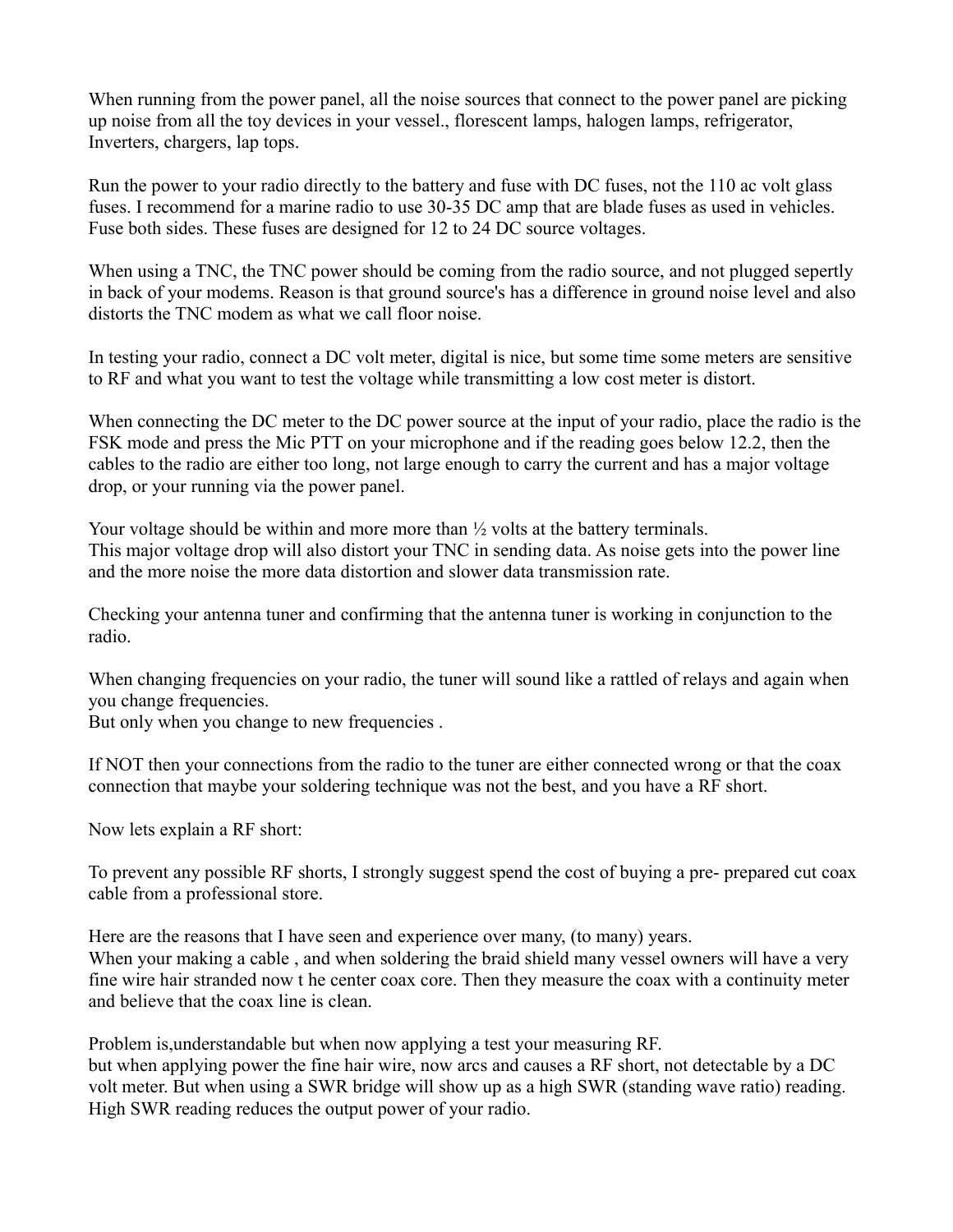When running from the power panel, all the noise sources that connect to the power panel are picking up noise from all the toy devices in your vessel., florescent lamps, halogen lamps, refrigerator, Inverters, chargers, lap tops.

Run the power to your radio directly to the battery and fuse with DC fuses, not the 110 ac volt glass fuses. I recommend for a marine radio to use 30-35 DC amp that are blade fuses as used in vehicles. Fuse both sides. These fuses are designed for 12 to 24 DC source voltages.

When using a TNC, the TNC power should be coming from the radio source, and not plugged sepertly in back of your modems. Reason is that ground source's has a difference in ground noise level and also distorts the TNC modem as what we call floor noise.

In testing your radio, connect a DC volt meter, digital is nice, but some time some meters are sensitive to RF and what you want to test the voltage while transmitting a low cost meter is distort.

When connecting the DC meter to the DC power source at the input of your radio, place the radio is the FSK mode and press the Mic PTT on your microphone and if the reading goes below 12.2, then the cables to the radio are either too long, not large enough to carry the current and has a major voltage drop, or your running via the power panel.

Your voltage should be within and more more than ½ volts at the battery terminals.
This major voltage drop will also distort your TNC in sending data. As noise gets into the power line and the more noise the more data distortion and slower data transmission rate.

Checking your antenna tuner and confirming that the antenna tuner is working in conjunction to the radio.

When changing frequencies on your radio, the tuner will sound like a rattled of relays and again when you change frequencies.
But only when you change to new frequencies .

If NOT then your connections from the radio to the tuner are either connected wrong or that the coax connection that maybe your soldering technique was not the best, and you have a RF short.

Now lets explain a RF short:

To prevent any possible RF shorts, I strongly suggest spend the cost of buying a pre- prepared cut coax cable from a professional store.

Here are the reasons that I have seen and experience over many, (to many) years.
When your making a cable , and when soldering the braid shield many vessel owners will have a very fine wire hair stranded now t he center coax core. Then they measure the coax with a continuity meter and believe that the coax line is clean.

Problem is,understandable but when now applying a test your measuring RF.
but when applying power the fine hair wire, now arcs and causes a RF short, not detectable by a DC volt meter. But when using a SWR bridge will show up as a high SWR (standing wave ratio) reading. High SWR reading reduces the output power of your radio.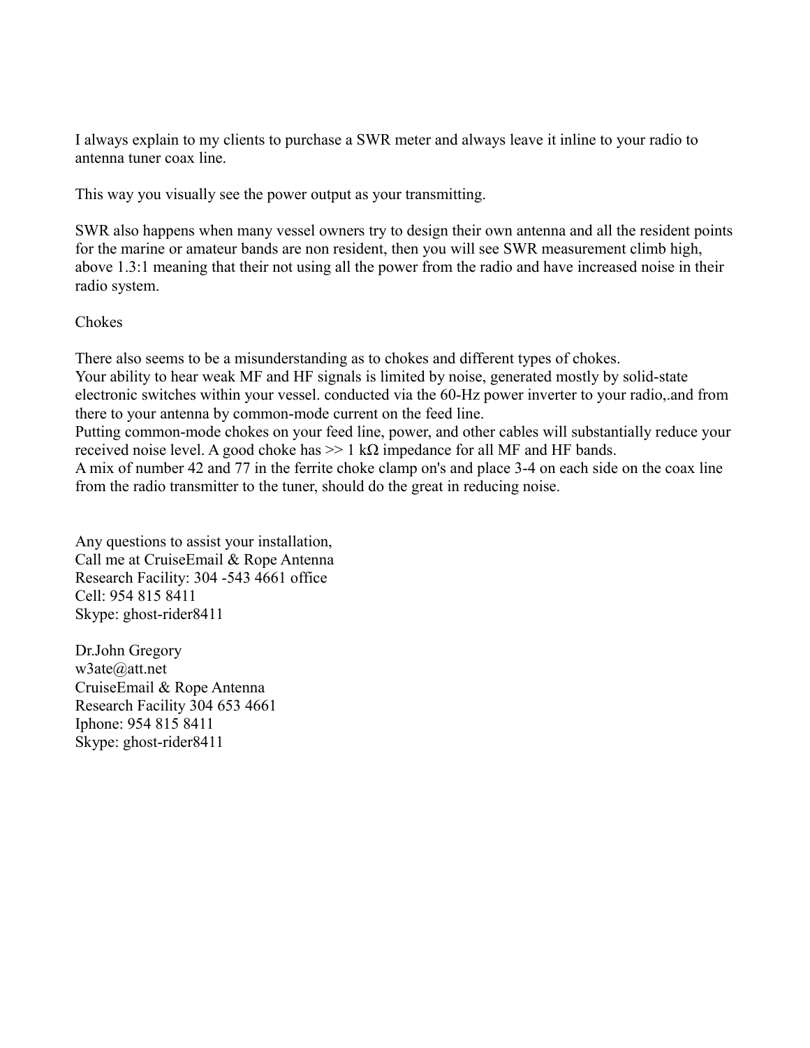I always explain to my clients to purchase a SWR meter and always leave it inline to your radio to antenna tuner coax line.

This way you visually see the power output as your transmitting.

SWR also happens when many vessel owners try to design their own antenna and all the resident points for the marine or amateur bands are non resident, then you will see SWR measurement climb high, above 1.3:1 meaning that their not using all the power from the radio and have increased noise in their radio system.

Chokes

There also seems to be a misunderstanding as to chokes and different types of chokes.
Your ability to hear weak MF and HF signals is limited by noise, generated mostly by solid-state electronic switches within your vessel. conducted via the 60-Hz power inverter to your radio,.and from there to your antenna by common-mode current on the feed line.
Putting common-mode chokes on your feed line, power, and other cables will substantially reduce your received noise level. A good choke has >> 1 kΩ impedance for all MF and HF bands.
A mix of number 42 and 77 in the ferrite choke clamp on's and place 3-4 on each side on the coax line from the radio transmitter to the tuner, should do the great in reducing noise.

Any questions to assist your installation,
Call me at CruiseEmail & Rope Antenna
Research Facility: 304 -543 4661 office
Cell: 954 815 8411
Skype: ghost-rider8411

Dr.John Gregory
w3ate@att.net
CruiseEmail & Rope Antenna
Research Facility 304 653 4661
Iphone: 954 815 8411
Skype: ghost-rider8411